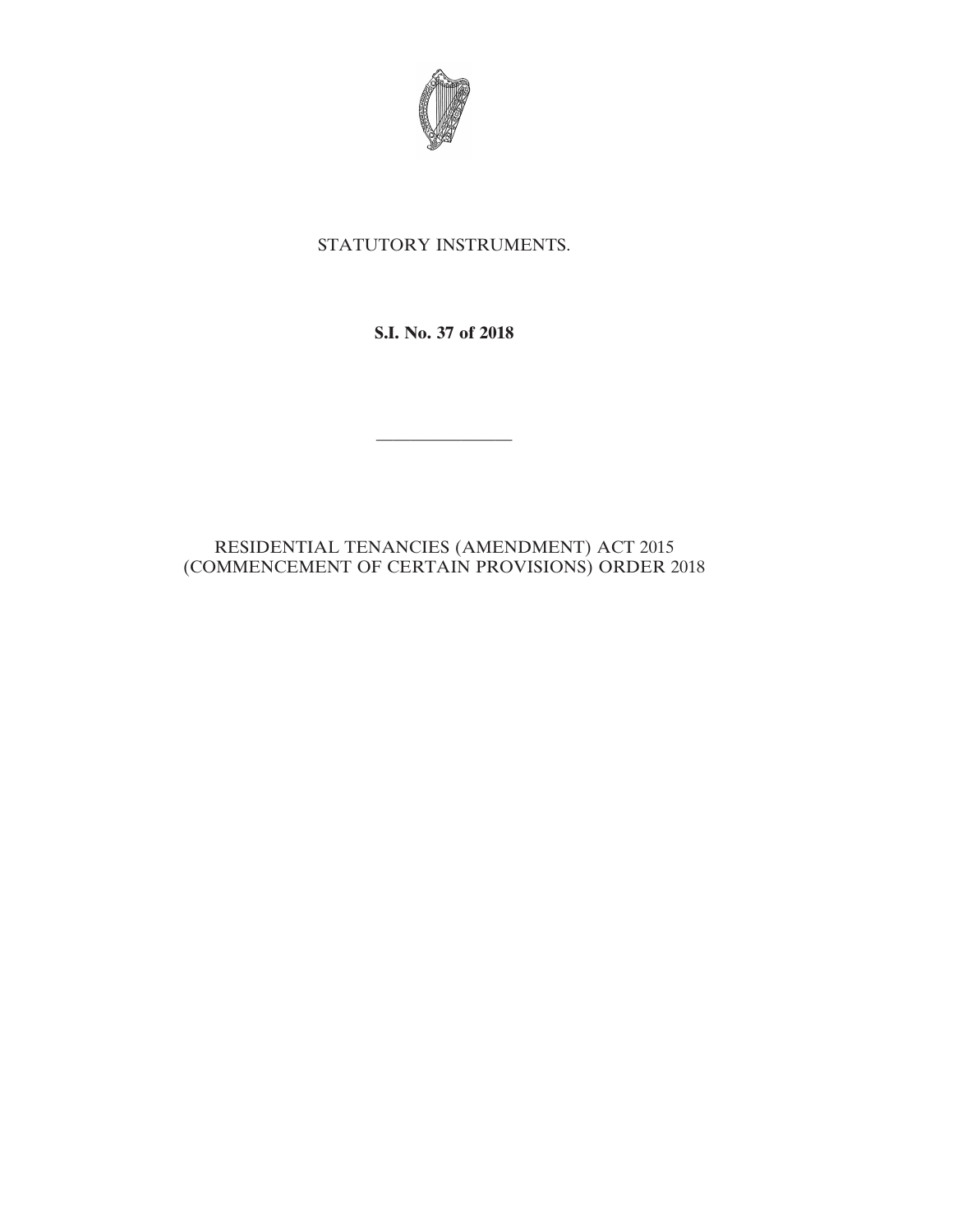STATUTORY INSTRUMENTS.

**S.I. No. 37 of 2018**

---

RESIDENTIAL TENANCIES (AMENDMENT) ACT 2015 (COMMENCEMENT OF CERTAIN PROVISIONS) ORDER 2018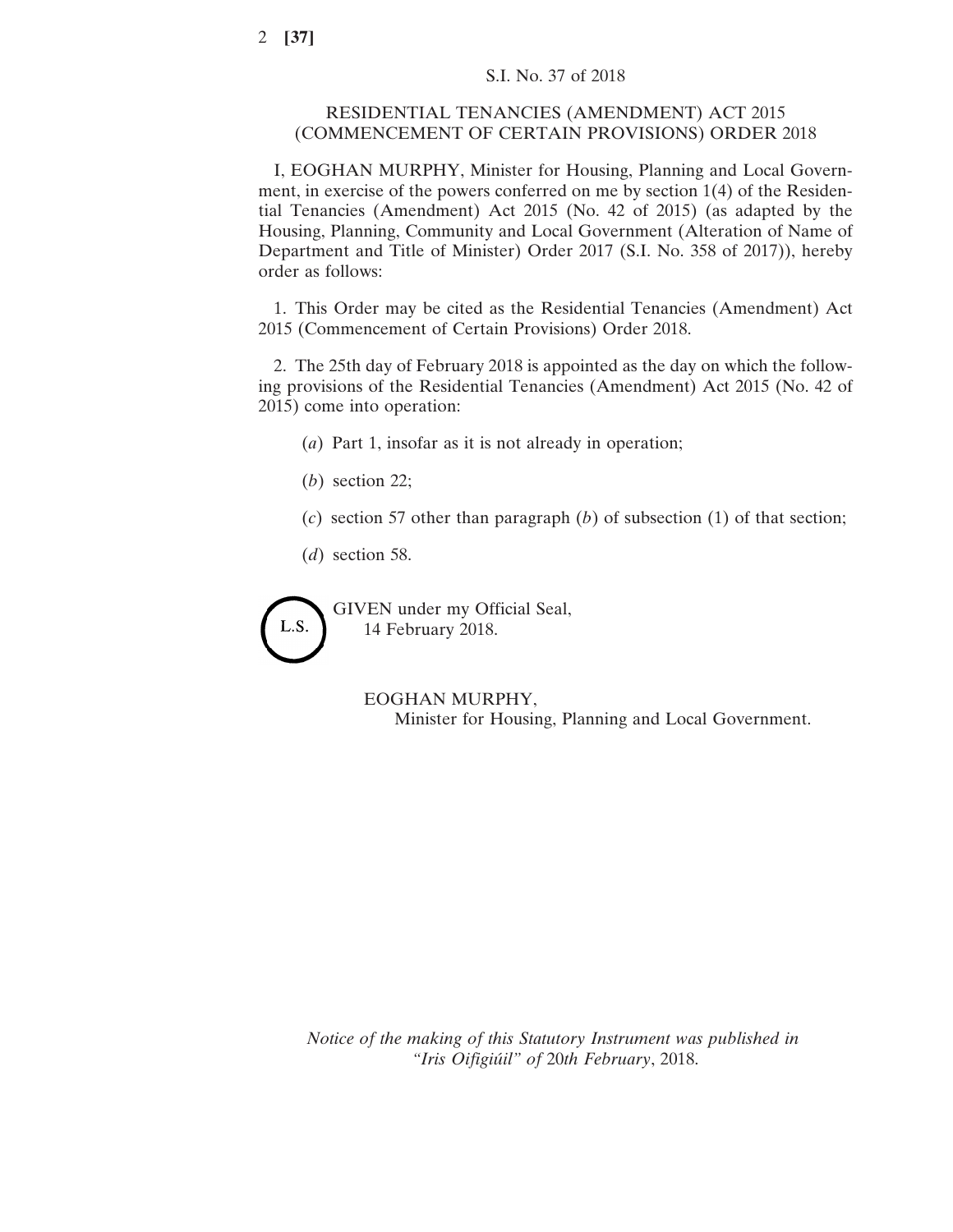S.I. No. 37 of 2018

# RESIDENTIAL TENANCIES (AMENDMENT) ACT 2015 (COMMENCEMENT OF CERTAIN PROVISIONS) ORDER 2018

I, EOGHAN MURPHY, Minister for Housing, Planning and Local Government, in exercise of the powers conferred on me by section 1(4) of the Residential Tenancies (Amendment) Act 2015 (No. 42 of 2015) (as adapted by the Housing, Planning, Community and Local Government (Alteration of Name of Department and Title of Minister) Order 2017 (S.I. No. 358 of 2017)), hereby order as follows:

1. This Order may be cited as the Residential Tenancies (Amendment) Act 2015 (Commencement of Certain Provisions) Order 2018.

2. The 25th day of February 2018 is appointed as the day on which the following provisions of the Residential Tenancies (Amendment) Act 2015 (No. 42 of 2015) come into operation:

(*a*) Part 1, insofar as it is not already in operation;

(*b*) section 22;

(*c*) section 57 other than paragraph (*b*) of subsection (1) of that section;

(*d*) section 58.

L.S.

GIVEN under my Official Seal,
14 February 2018.

EOGHAN MURPHY,
Minister for Housing, Planning and Local Government.

*Notice of the making of this Statutory Instrument was published in "Iris Oifigiúil" of* 20*th February*, 2018.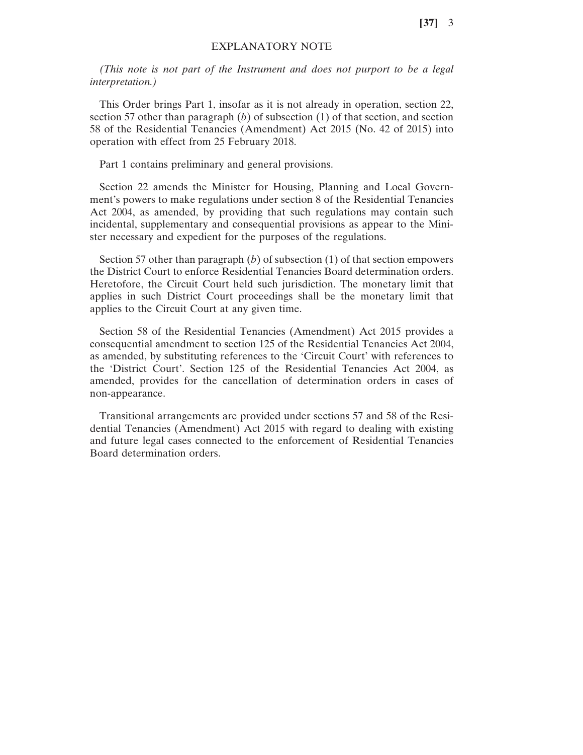## EXPLANATORY NOTE

*(This note is not part of the Instrument and does not purport to be a legal interpretation.)*

This Order brings Part 1, insofar as it is not already in operation, section 22, section 57 other than paragraph (*b*) of subsection (1) of that section, and section 58 of the Residential Tenancies (Amendment) Act 2015 (No. 42 of 2015) into operation with effect from 25 February 2018.

Part 1 contains preliminary and general provisions.

Section 22 amends the Minister for Housing, Planning and Local Government's powers to make regulations under section 8 of the Residential Tenancies Act 2004, as amended, by providing that such regulations may contain such incidental, supplementary and consequential provisions as appear to the Minister necessary and expedient for the purposes of the regulations.

Section 57 other than paragraph (*b*) of subsection (1) of that section empowers the District Court to enforce Residential Tenancies Board determination orders. Heretofore, the Circuit Court held such jurisdiction. The monetary limit that applies in such District Court proceedings shall be the monetary limit that applies to the Circuit Court at any given time.

Section 58 of the Residential Tenancies (Amendment) Act 2015 provides a consequential amendment to section 125 of the Residential Tenancies Act 2004, as amended, by substituting references to the 'Circuit Court' with references to the 'District Court'. Section 125 of the Residential Tenancies Act 2004, as amended, provides for the cancellation of determination orders in cases of non-appearance.

Transitional arrangements are provided under sections 57 and 58 of the Residential Tenancies (Amendment) Act 2015 with regard to dealing with existing and future legal cases connected to the enforcement of Residential Tenancies Board determination orders.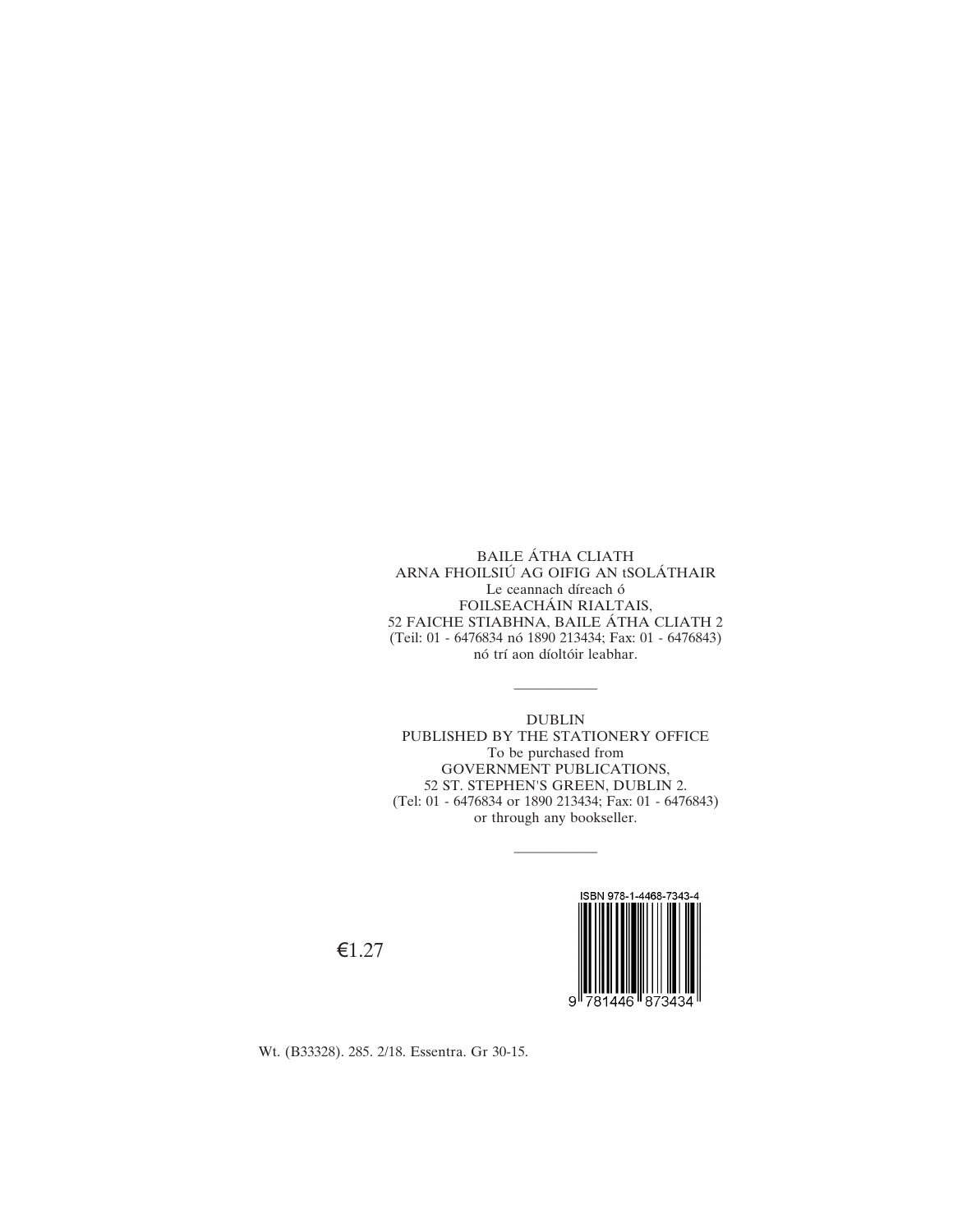BAILE ÁTHA CLIATH
ARNA FHOILSIÚ AG OIFIG AN tSOLÁTHAIR
Le ceannach díreach ó
FOILSEACHÁIN RIALTAIS,
52 FAICHE STIABHNA, BAILE ÁTHA CLIATH 2
(Teil: 01 - 6476834 nó 1890 213434; Fax: 01 - 6476843)
nó trí aon díoltóir leabhar.

---

DUBLIN
PUBLISHED BY THE STATIONERY OFFICE
To be purchased from
GOVERNMENT PUBLICATIONS,
52 ST. STEPHEN'S GREEN, DUBLIN 2.
(Tel: 01 - 6476834 or 1890 213434; Fax: 01 - 6476843)
or through any bookseller.

---

ISBN 978-1-4468-7343-4

9 781446 873434

€1.27

Wt. (B33328). 285. 2/18. Essentra. Gr 30-15.